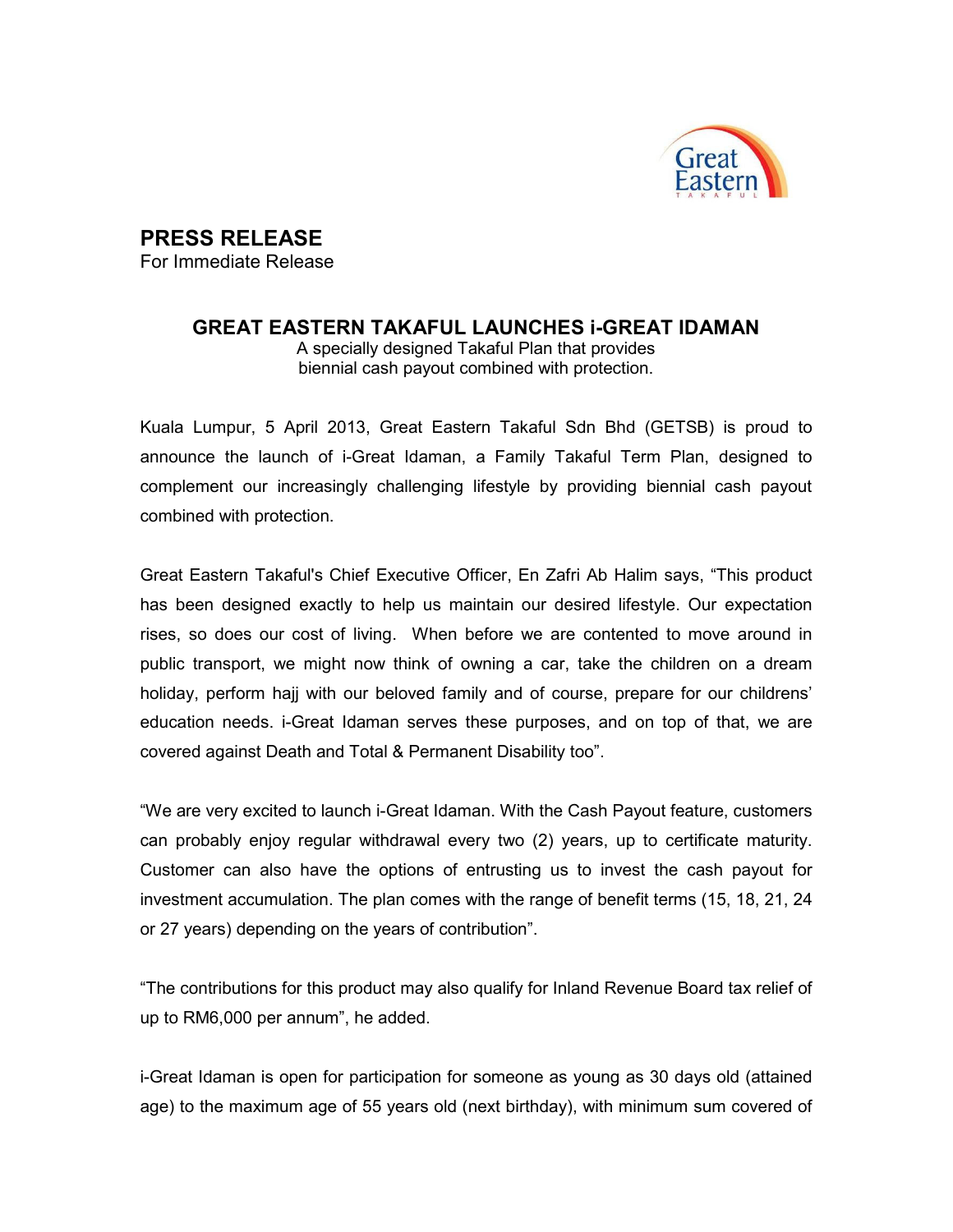# PRESS RELEASE

For Immediate Release

## GREAT EASTERN TAKAFUL LAUNCHES i-GREAT IDAMAN

A specially designed Takaful Plan that provides
biennial cash payout combined with protection.

Kuala Lumpur, 5 April 2013, Great Eastern Takaful Sdn Bhd (GETSB) is proud to announce the launch of i-Great Idaman, a Family Takaful Term Plan, designed to complement our increasingly challenging lifestyle by providing biennial cash payout combined with protection.

Great Eastern Takaful's Chief Executive Officer, En Zafri Ab Halim says, "This product has been designed exactly to help us maintain our desired lifestyle. Our expectation rises, so does our cost of living. When before we are contented to move around in public transport, we might now think of owning a car, take the children on a dream holiday, perform hajj with our beloved family and of course, prepare for our childrens' education needs. i-Great Idaman serves these purposes, and on top of that, we are covered against Death and Total & Permanent Disability too".

"We are very excited to launch i-Great Idaman. With the Cash Payout feature, customers can probably enjoy regular withdrawal every two (2) years, up to certificate maturity. Customer can also have the options of entrusting us to invest the cash payout for investment accumulation. The plan comes with the range of benefit terms (15, 18, 21, 24 or 27 years) depending on the years of contribution".

"The contributions for this product may also qualify for Inland Revenue Board tax relief of up to RM6,000 per annum", he added.

i-Great Idaman is open for participation for someone as young as 30 days old (attained age) to the maximum age of 55 years old (next birthday), with minimum sum covered of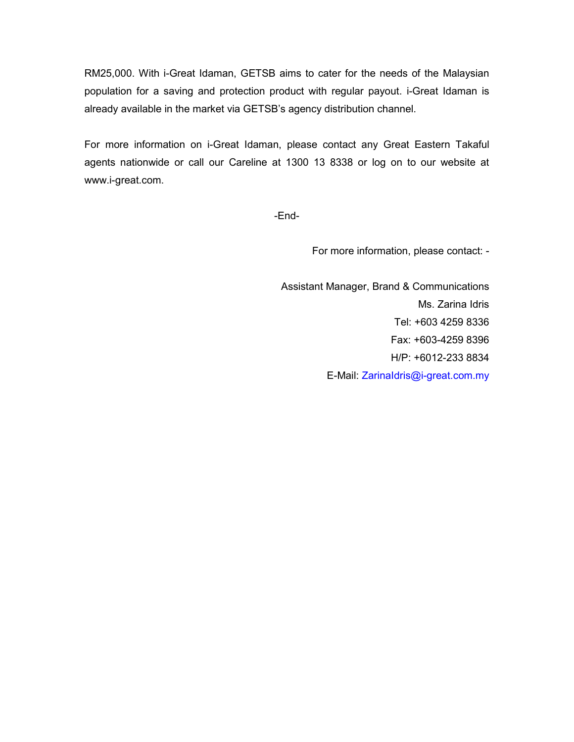RM25,000. With i-Great Idaman, GETSB aims to cater for the needs of the Malaysian population for a saving and protection product with regular payout. i-Great Idaman is already available in the market via GETSB's agency distribution channel.

For more information on i-Great Idaman, please contact any Great Eastern Takaful agents nationwide or call our Careline at 1300 13 8338 or log on to our website at www.i-great.com.

-End-

For more information, please contact: -

Assistant Manager, Brand & Communications
Ms. Zarina Idris
Tel: +603 4259 8336
Fax: +603-4259 8396
H/P: +6012-233 8834
E-Mail: ZarinaIdris@i-great.com.my